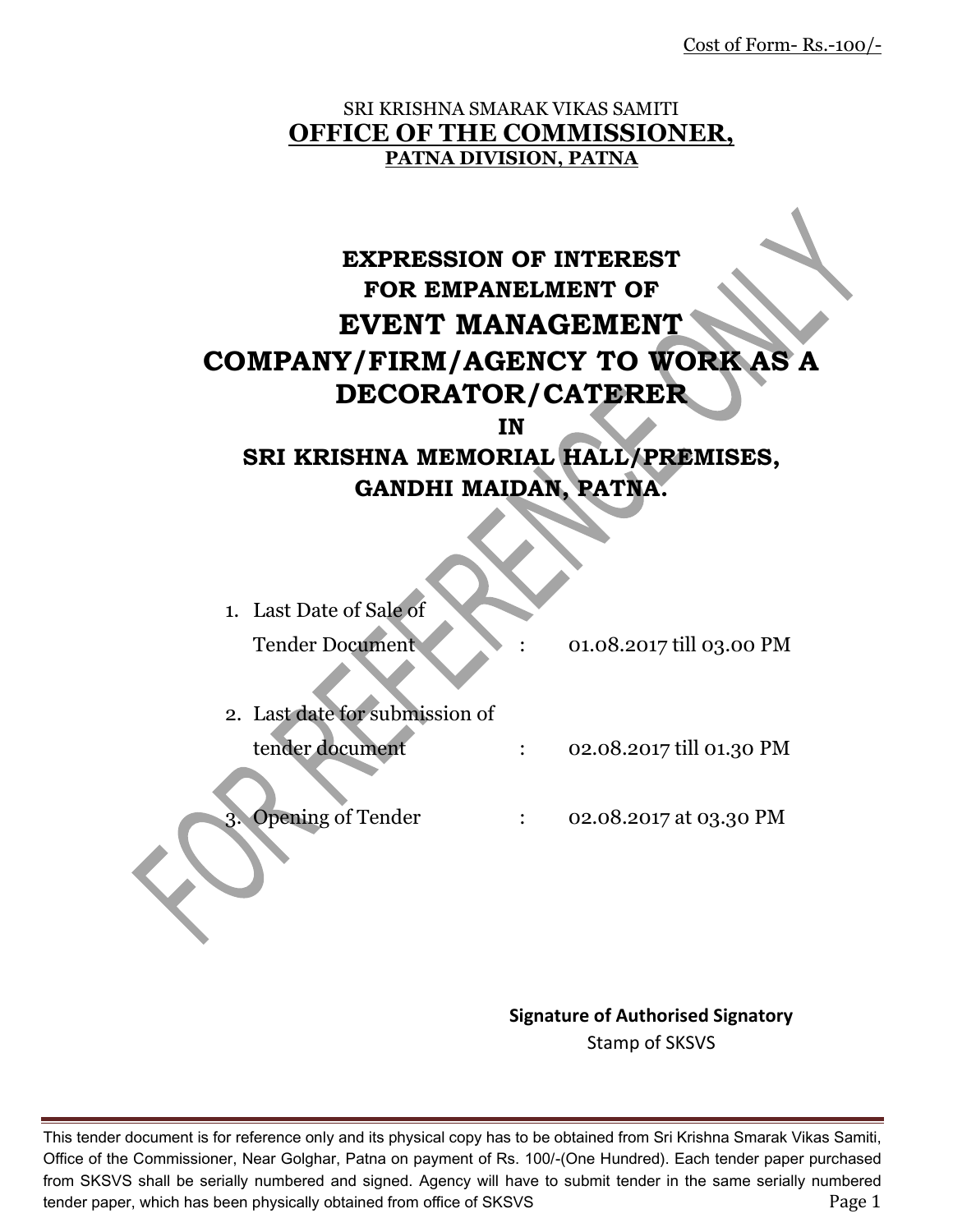Cost of Form- Rs.-100/-

SRI KRISHNA SMARAK VIKAS SAMITI

# OFFICE OF THE COMMISSIONER,

## PATNA DIVISION, PATNA

# EXPRESSION OF INTEREST FOR EMPANELMENT OF EVENT MANAGEMENT COMPANY/FIRM/AGENCY TO WORK AS A DECORATOR/CATERER IN SRI KRISHNA MEMORIAL HALL/PREMISES, GANDHI MAIDAN, PATNA.

1. Last Date of Sale of Tender Document : 01.08.2017 till 03.00 PM
2. Last date for submission of tender document : 02.08.2017 till 01.30 PM
3. Opening of Tender : 02.08.2017 at 03.30 PM

**Signature of Authorised Signatory**

Stamp of SKSVS

This tender document is for reference only and its physical copy has to be obtained from Sri Krishna Smarak Vikas Samiti, Office of the Commissioner, Near Golghar, Patna on payment of Rs. 100/-(One Hundred). Each tender paper purchased from SKSVS shall be serially numbered and signed. Agency will have to submit tender in the same serially numbered tender paper, which has been physically obtained from office of SKSVS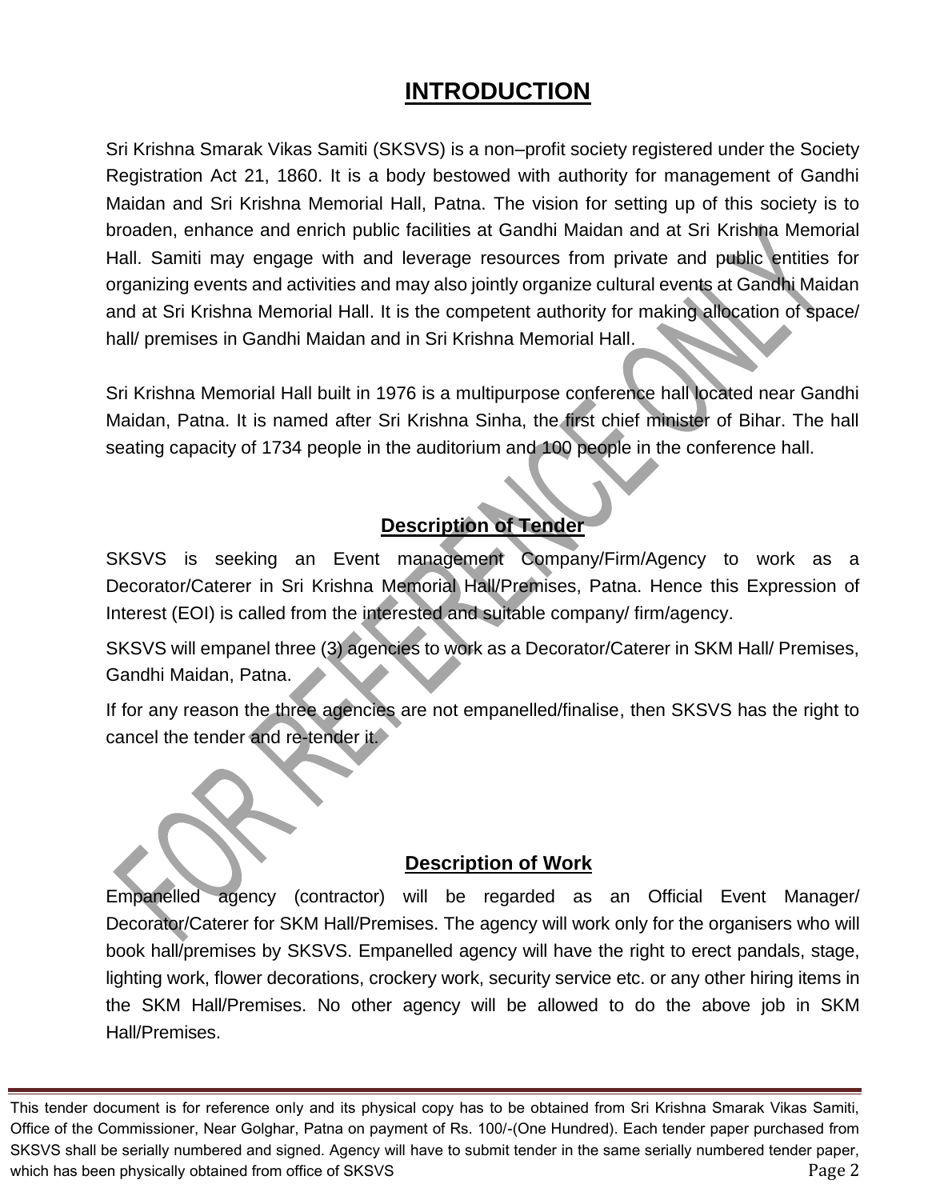# INTRODUCTION

Sri Krishna Smarak Vikas Samiti (SKSVS) is a non–profit society registered under the Society Registration Act 21, 1860. It is a body bestowed with authority for management of Gandhi Maidan and Sri Krishna Memorial Hall, Patna. The vision for setting up of this society is to broaden, enhance and enrich public facilities at Gandhi Maidan and at Sri Krishna Memorial Hall. Samiti may engage with and leverage resources from private and public entities for organizing events and activities and may also jointly organize cultural events at Gandhi Maidan and at Sri Krishna Memorial Hall. It is the competent authority for making allocation of space/ hall/ premises in Gandhi Maidan and in Sri Krishna Memorial Hall.

Sri Krishna Memorial Hall built in 1976 is a multipurpose conference hall located near Gandhi Maidan, Patna. It is named after Sri Krishna Sinha, the first chief minister of Bihar. The hall seating capacity of 1734 people in the auditorium and 100 people in the conference hall.

## Description of Tender

SKSVS is seeking an Event management Company/Firm/Agency to work as a Decorator/Caterer in Sri Krishna Memorial Hall/Premises, Patna. Hence this Expression of Interest (EOI) is called from the interested and suitable company/ firm/agency.

SKSVS will empanel three (3) agencies to work as a Decorator/Caterer in SKM Hall/ Premises, Gandhi Maidan, Patna.

If for any reason the three agencies are not empanelled/finalise, then SKSVS has the right to cancel the tender and re-tender it.

## Description of Work

Empanelled agency (contractor) will be regarded as an Official Event Manager/ Decorator/Caterer for SKM Hall/Premises. The agency will work only for the organisers who will book hall/premises by SKSVS. Empanelled agency will have the right to erect pandals, stage, lighting work, flower decorations, crockery work, security service etc. or any other hiring items in the SKM Hall/Premises. No other agency will be allowed to do the above job in SKM Hall/Premises.

This tender document is for reference only and its physical copy has to be obtained from Sri Krishna Smarak Vikas Samiti, Office of the Commissioner, Near Golghar, Patna on payment of Rs. 100/-(One Hundred). Each tender paper purchased from SKSVS shall be serially numbered and signed. Agency will have to submit tender in the same serially numbered tender paper, which has been physically obtained from office of SKSVS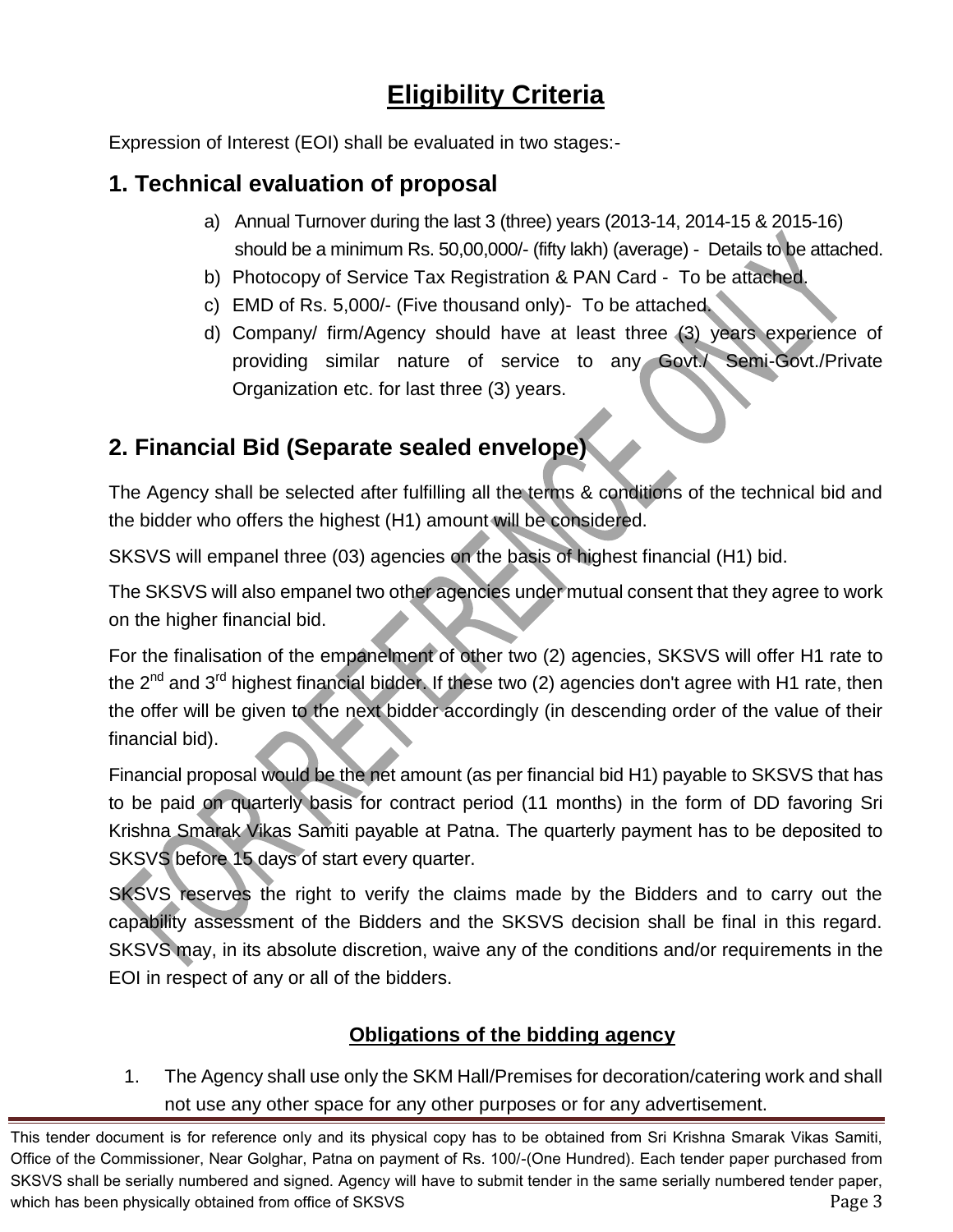# Eligibility Criteria

Expression of Interest (EOI) shall be evaluated in two stages:-

## 1. Technical evaluation of proposal

a) Annual Turnover during the last 3 (three) years (2013-14, 2014-15 & 2015-16) should be a minimum Rs. 50,00,000/- (fifty lakh) (average) - Details to be attached.

b) Photocopy of Service Tax Registration & PAN Card - To be attached.

c) EMD of Rs. 5,000/- (Five thousand only)- To be attached.

d) Company/ firm/Agency should have at least three (3) years experience of providing similar nature of service to any Govt./ Semi-Govt./Private Organization etc. for last three (3) years.

## 2. Financial Bid (Separate sealed envelope)

The Agency shall be selected after fulfilling all the terms & conditions of the technical bid and the bidder who offers the highest (H1) amount will be considered.

SKSVS will empanel three (03) agencies on the basis of highest financial (H1) bid.

The SKSVS will also empanel two other agencies under mutual consent that they agree to work on the higher financial bid.

For the finalisation of the empanelment of other two (2) agencies, SKSVS will offer H1 rate to the 2nd and 3rd highest financial bidder. If these two (2) agencies don't agree with H1 rate, then the offer will be given to the next bidder accordingly (in descending order of the value of their financial bid).

Financial proposal would be the net amount (as per financial bid H1) payable to SKSVS that has to be paid on quarterly basis for contract period (11 months) in the form of DD favoring Sri Krishna Smarak Vikas Samiti payable at Patna. The quarterly payment has to be deposited to SKSVS before 15 days of start every quarter.

SKSVS reserves the right to verify the claims made by the Bidders and to carry out the capability assessment of the Bidders and the SKSVS decision shall be final in this regard. SKSVS may, in its absolute discretion, waive any of the conditions and/or requirements in the EOI in respect of any or all of the bidders.

### Obligations of the bidding agency

1. The Agency shall use only the SKM Hall/Premises for decoration/catering work and shall not use any other space for any other purposes or for any advertisement.

This tender document is for reference only and its physical copy has to be obtained from Sri Krishna Smarak Vikas Samiti, Office of the Commissioner, Near Golghar, Patna on payment of Rs. 100/-(One Hundred). Each tender paper purchased from SKSVS shall be serially numbered and signed. Agency will have to submit tender in the same serially numbered tender paper, which has been physically obtained from office of SKSVS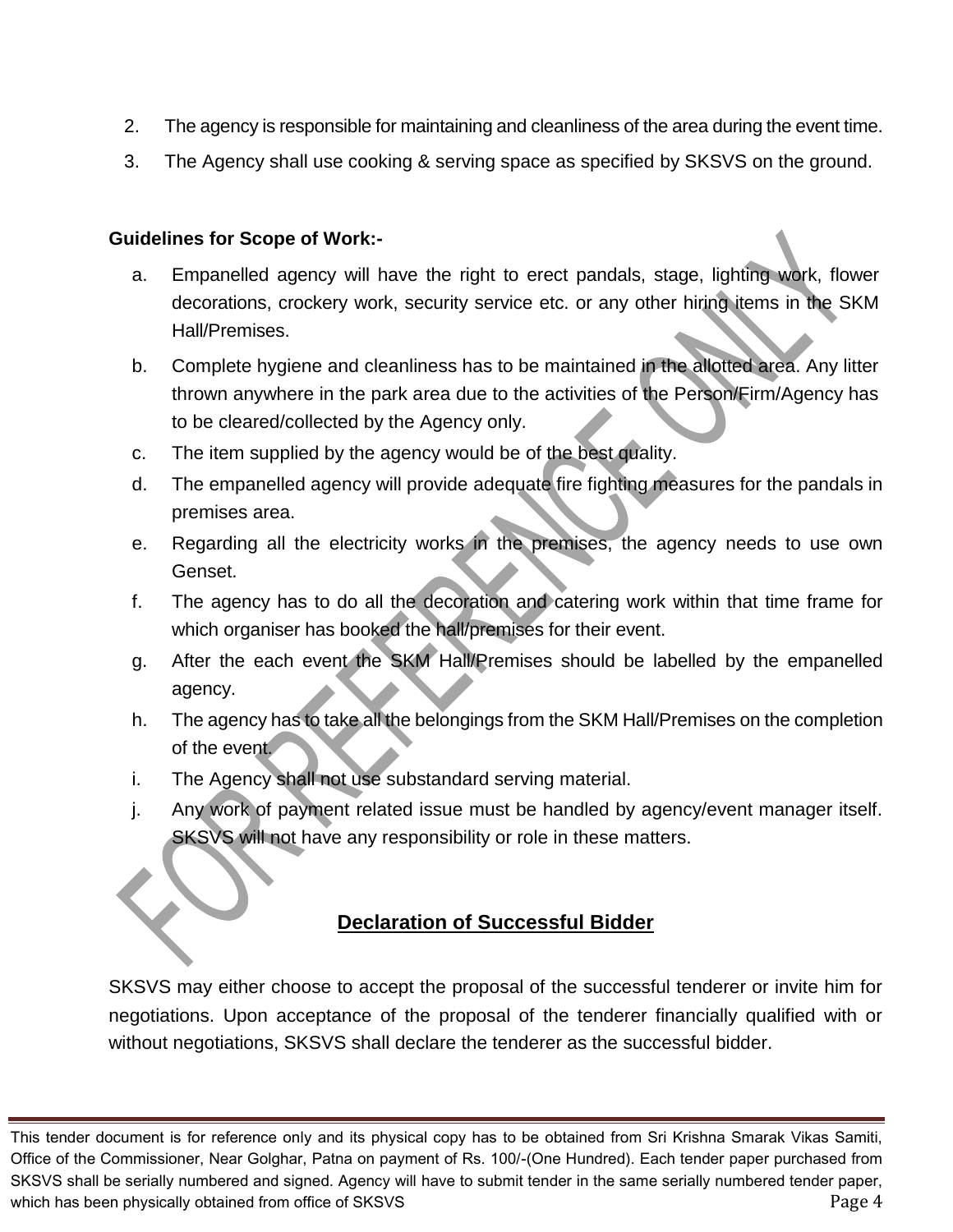2. The agency is responsible for maintaining and cleanliness of the area during the event time.
3. The Agency shall use cooking & serving space as specified by SKSVS on the ground.

**Guidelines for Scope of Work:-**

a. Empanelled agency will have the right to erect pandals, stage, lighting work, flower decorations, crockery work, security service etc. or any other hiring items in the SKM Hall/Premises.
b. Complete hygiene and cleanliness has to be maintained in the allotted area. Any litter thrown anywhere in the park area due to the activities of the Person/Firm/Agency has to be cleared/collected by the Agency only.
c. The item supplied by the agency would be of the best quality.
d. The empanelled agency will provide adequate fire fighting measures for the pandals in premises area.
e. Regarding all the electricity works in the premises, the agency needs to use own Genset.
f. The agency has to do all the decoration and catering work within that time frame for which organiser has booked the hall/premises for their event.
g. After the each event the SKM Hall/Premises should be labelled by the empanelled agency.
h. The agency has to take all the belongings from the SKM Hall/Premises on the completion of the event.
i. The Agency shall not use substandard serving material.
j. Any work of payment related issue must be handled by agency/event manager itself. SKSVS will not have any responsibility or role in these matters.

## Declaration of Successful Bidder

SKSVS may either choose to accept the proposal of the successful tenderer or invite him for negotiations. Upon acceptance of the proposal of the tenderer financially qualified with or without negotiations, SKSVS shall declare the tenderer as the successful bidder.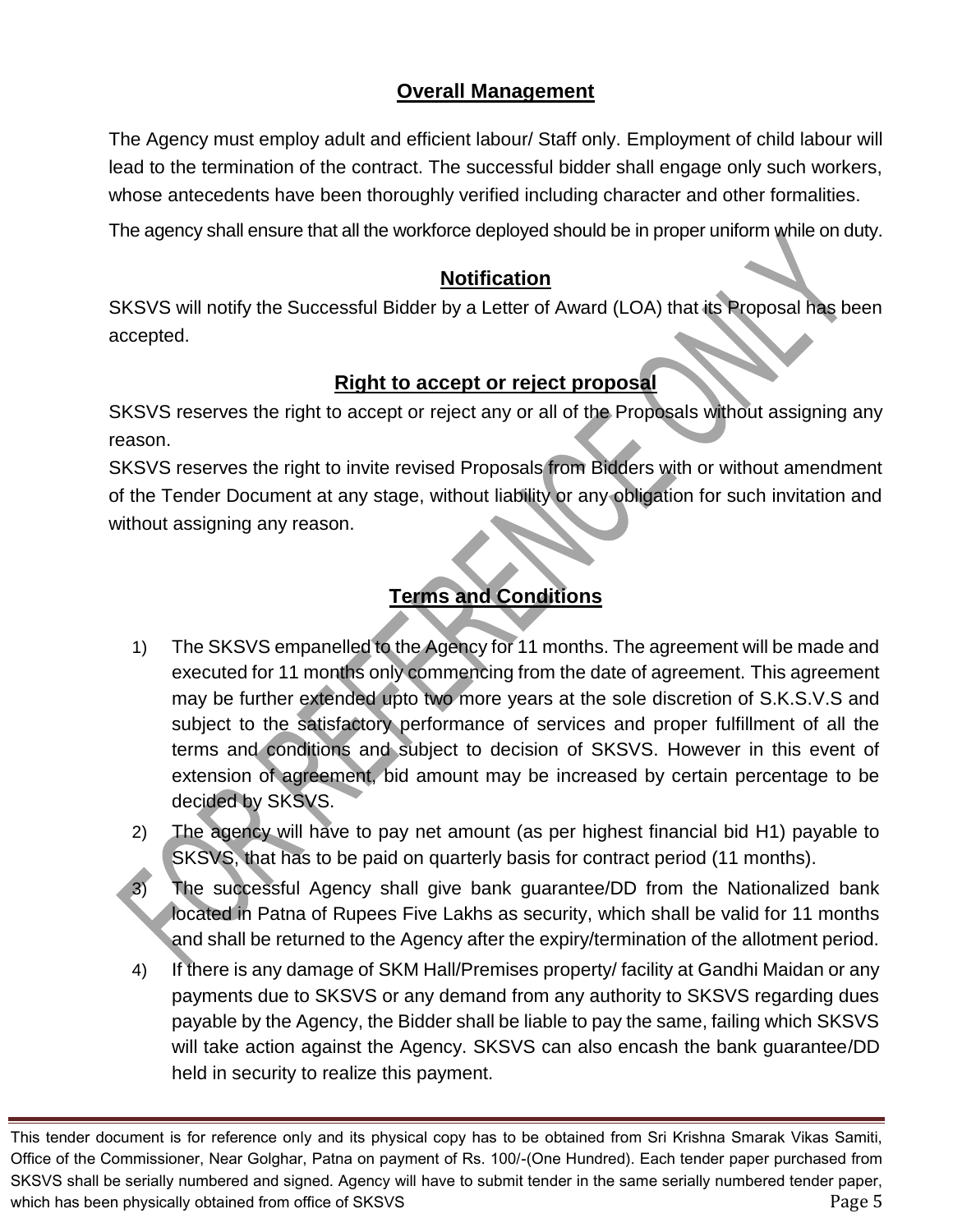## Overall Management

The Agency must employ adult and efficient labour/ Staff only. Employment of child labour will lead to the termination of the contract. The successful bidder shall engage only such workers, whose antecedents have been thoroughly verified including character and other formalities.

The agency shall ensure that all the workforce deployed should be in proper uniform while on duty.

## Notification

SKSVS will notify the Successful Bidder by a Letter of Award (LOA) that its Proposal has been accepted.

## Right to accept or reject proposal

SKSVS reserves the right to accept or reject any or all of the Proposals without assigning any reason.

SKSVS reserves the right to invite revised Proposals from Bidders with or without amendment of the Tender Document at any stage, without liability or any obligation for such invitation and without assigning any reason.

## Terms and Conditions

1) The SKSVS empanelled to the Agency for 11 months. The agreement will be made and executed for 11 months only commencing from the date of agreement. This agreement may be further extended upto two more years at the sole discretion of S.K.S.V.S and subject to the satisfactory performance of services and proper fulfillment of all the terms and conditions and subject to decision of SKSVS. However in this event of extension of agreement, bid amount may be increased by certain percentage to be decided by SKSVS.
2) The agency will have to pay net amount (as per highest financial bid H1) payable to SKSVS, that has to be paid on quarterly basis for contract period (11 months).
3) The successful Agency shall give bank guarantee/DD from the Nationalized bank located in Patna of Rupees Five Lakhs as security, which shall be valid for 11 months and shall be returned to the Agency after the expiry/termination of the allotment period.
4) If there is any damage of SKM Hall/Premises property/ facility at Gandhi Maidan or any payments due to SKSVS or any demand from any authority to SKSVS regarding dues payable by the Agency, the Bidder shall be liable to pay the same, failing which SKSVS will take action against the Agency. SKSVS can also encash the bank guarantee/DD held in security to realize this payment.

This tender document is for reference only and its physical copy has to be obtained from Sri Krishna Smarak Vikas Samiti, Office of the Commissioner, Near Golghar, Patna on payment of Rs. 100/-(One Hundred). Each tender paper purchased from SKSVS shall be serially numbered and signed. Agency will have to submit tender in the same serially numbered tender paper, which has been physically obtained from office of SKSVS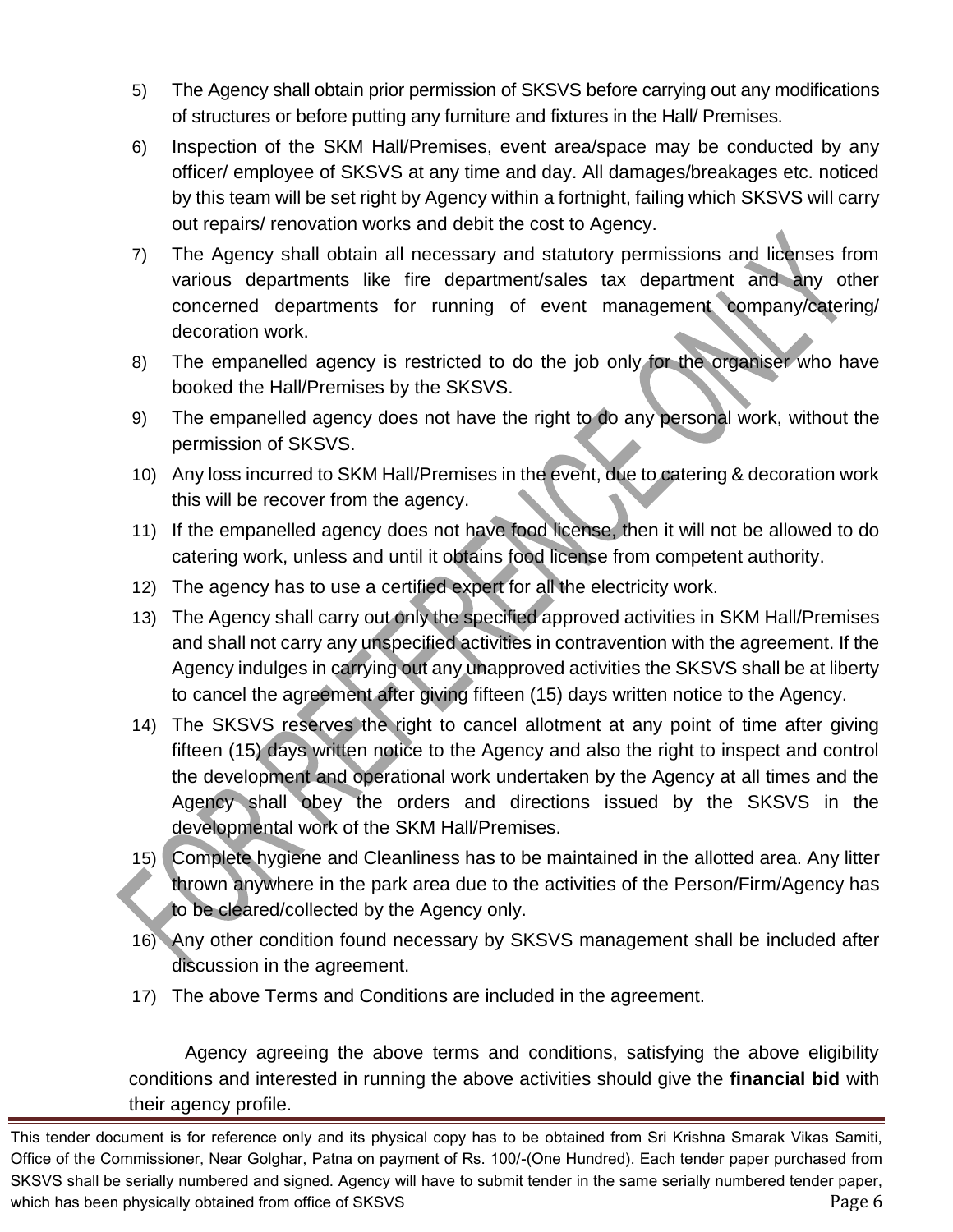5) The Agency shall obtain prior permission of SKSVS before carrying out any modifications of structures or before putting any furniture and fixtures in the Hall/ Premises.
6) Inspection of the SKM Hall/Premises, event area/space may be conducted by any officer/ employee of SKSVS at any time and day. All damages/breakages etc. noticed by this team will be set right by Agency within a fortnight, failing which SKSVS will carry out repairs/ renovation works and debit the cost to Agency.
7) The Agency shall obtain all necessary and statutory permissions and licenses from various departments like fire department/sales tax department and any other concerned departments for running of event management company/catering/ decoration work.
8) The empanelled agency is restricted to do the job only for the organiser who have booked the Hall/Premises by the SKSVS.
9) The empanelled agency does not have the right to do any personal work, without the permission of SKSVS.
10) Any loss incurred to SKM Hall/Premises in the event, due to catering & decoration work this will be recover from the agency.
11) If the empanelled agency does not have food license, then it will not be allowed to do catering work, unless and until it obtains food license from competent authority.
12) The agency has to use a certified expert for all the electricity work.
13) The Agency shall carry out only the specified approved activities in SKM Hall/Premises and shall not carry any unspecified activities in contravention with the agreement. If the Agency indulges in carrying out any unapproved activities the SKSVS shall be at liberty to cancel the agreement after giving fifteen (15) days written notice to the Agency.
14) The SKSVS reserves the right to cancel allotment at any point of time after giving fifteen (15) days written notice to the Agency and also the right to inspect and control the development and operational work undertaken by the Agency at all times and the Agency shall obey the orders and directions issued by the SKSVS in the developmental work of the SKM Hall/Premises.
15) Complete hygiene and Cleanliness has to be maintained in the allotted area. Any litter thrown anywhere in the park area due to the activities of the Person/Firm/Agency has to be cleared/collected by the Agency only.
16) Any other condition found necessary by SKSVS management shall be included after discussion in the agreement.
17) The above Terms and Conditions are included in the agreement.

Agency agreeing the above terms and conditions, satisfying the above eligibility conditions and interested in running the above activities should give the **financial bid** with their agency profile.

This tender document is for reference only and its physical copy has to be obtained from Sri Krishna Smarak Vikas Samiti, Office of the Commissioner, Near Golghar, Patna on payment of Rs. 100/-(One Hundred). Each tender paper purchased from SKSVS shall be serially numbered and signed. Agency will have to submit tender in the same serially numbered tender paper, which has been physically obtained from office of SKSVS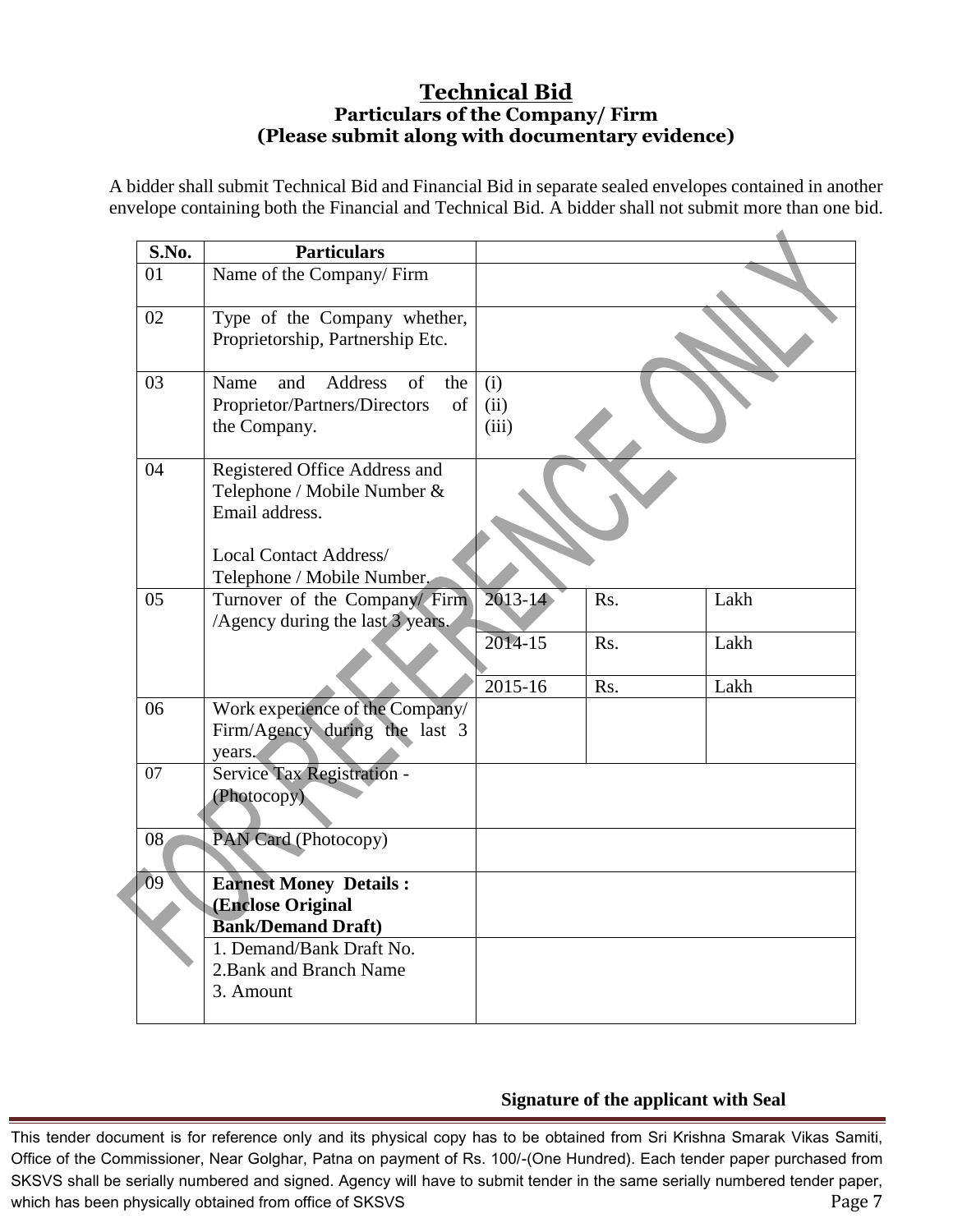# Technical Bid

## Particulars of the Company/ Firm

## (Please submit along with documentary evidence)

A bidder shall submit Technical Bid and Financial Bid in separate sealed envelopes contained in another envelope containing both the Financial and Technical Bid. A bidder shall not submit more than one bid.

| S.No. | Particulars | | | |
|---|---|---|---|---|
| 01 | Name of the Company/ Firm | | | |
| 02 | Type of the Company whether, Proprietorship, Partnership Etc. | | | |
| 03 | Name and Address of the Proprietor/Partners/Directors of the Company. | (i)<br>(ii)<br>(iii) | | |
| 04 | Registered Office Address and Telephone / Mobile Number & Email address.<br><br>Local Contact Address/ Telephone / Mobile Number. | | | |
| 05 | Turnover of the Company/ Firm /Agency during the last 3 years. | 2013-14 | Rs. | Lakh |
| | | 2014-15 | Rs. | Lakh |
| | | 2015-16 | Rs. | Lakh |
| 06 | Work experience of the Company/ Firm/Agency during the last 3 years. | | | |
| 07 | Service Tax Registration - (Photocopy) | | | |
| 08 | PAN Card (Photocopy) | | | |
| 09 | **Earnest Money Details : (Enclose Original Bank/Demand Draft)** | | | |
| | 1. Demand/Bank Draft No.<br>2.Bank and Branch Name<br>3. Amount | | | |

**Signature of the applicant with Seal**

This tender document is for reference only and its physical copy has to be obtained from Sri Krishna Smarak Vikas Samiti, Office of the Commissioner, Near Golghar, Patna on payment of Rs. 100/-(One Hundred). Each tender paper purchased from SKSVS shall be serially numbered and signed. Agency will have to submit tender in the same serially numbered tender paper, which has been physically obtained from office of SKSVS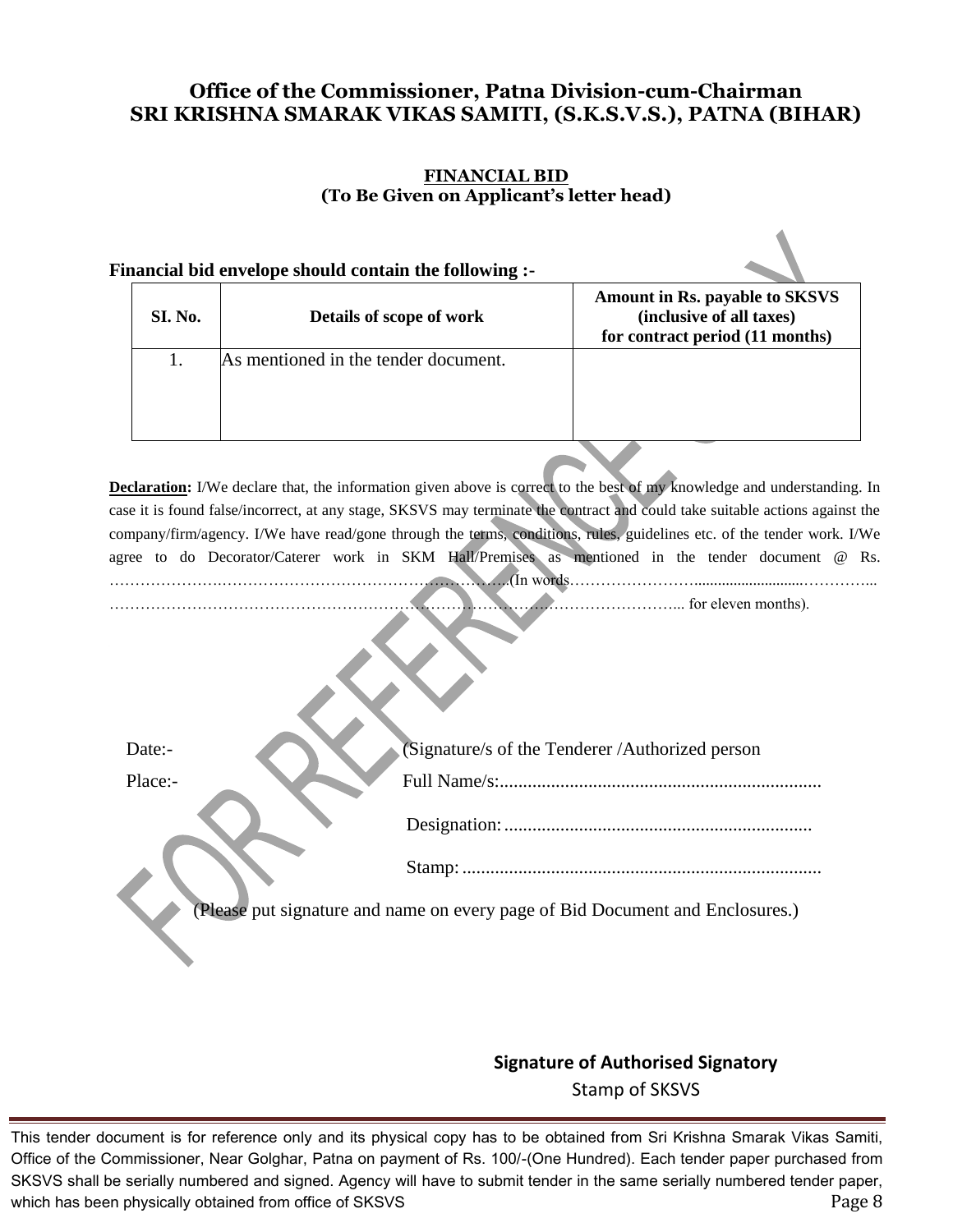# Office of the Commissioner, Patna Division-cum-Chairman
# SRI KRISHNA SMARAK VIKAS SAMITI, (S.K.S.V.S.), PATNA (BIHAR)

**FINANCIAL BID**
**(To Be Given on Applicant's letter head)**

**Financial bid envelope should contain the following :-**

| SI. No. | Details of scope of work | Amount in Rs. payable to SKSVS (inclusive of all taxes) for contract period (11 months) |
|---|---|---|
| 1. | As mentioned in the tender document. | |

**Declaration:** I/We declare that, the information given above is correct to the best of my knowledge and understanding. In case it is found false/incorrect, at any stage, SKSVS may terminate the contract and could take suitable actions against the company/firm/agency. I/We have read/gone through the terms, conditions, rules, guidelines etc. of the tender work. I/We agree to do Decorator/Caterer work in SKM Hall/Premises as mentioned in the tender document @ Rs. ……………………………………………………………..(In words……………………..........................…………... …………………………………………………………………………………………………... for eleven months).

Date:-

Place:-

(Signature/s of the Tenderer /Authorized person

Full Name/s:....................................................................

Designation:.................................................................

Stamp:............................................................................

(Please put signature and name on every page of Bid Document and Enclosures.)

**Signature of Authorised Signatory**

Stamp of SKSVS

This tender document is for reference only and its physical copy has to be obtained from Sri Krishna Smarak Vikas Samiti, Office of the Commissioner, Near Golghar, Patna on payment of Rs. 100/-(One Hundred). Each tender paper purchased from SKSVS shall be serially numbered and signed. Agency will have to submit tender in the same serially numbered tender paper, which has been physically obtained from office of SKSVS